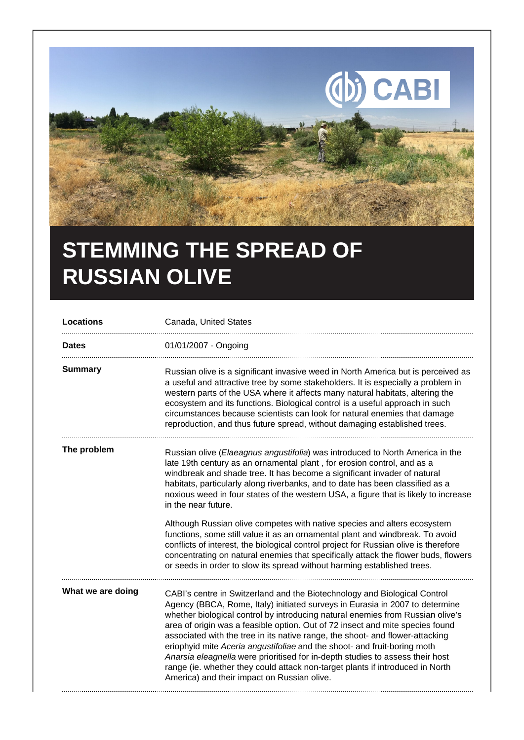# STEMMING THE SPREAD OF RUSSIAN OLIVE

| | |
|---|---|
| **Locations** | Canada, United States |
| **Dates** | 01/01/2007 - Ongoing |
| **Summary** | Russian olive is a significant invasive weed in North America but is perceived as a useful and attractive tree by some stakeholders. It is especially a problem in western parts of the USA where it affects many natural habitats, altering the ecosystem and its functions. Biological control is a useful approach in such circumstances because scientists can look for natural enemies that damage reproduction, and thus future spread, without damaging established trees. |

**The problem**

Russian olive (*Elaeagnus angustifolia*) was introduced to North America in the late 19th century as an ornamental plant , for erosion control, and as a windbreak and shade tree. It has become a significant invader of natural habitats, particularly along riverbanks, and to date has been classified as a noxious weed in four states of the western USA, a figure that is likely to increase in the near future.

Although Russian olive competes with native species and alters ecosystem functions, some still value it as an ornamental plant and windbreak. To avoid conflicts of interest, the biological control project for Russian olive is therefore concentrating on natural enemies that specifically attack the flower buds, flowers or seeds in order to slow its spread without harming established trees.

**What we are doing**

CABI's centre in Switzerland and the Biotechnology and Biological Control Agency (BBCA, Rome, Italy) initiated surveys in Eurasia in 2007 to determine whether biological control by introducing natural enemies from Russian olive's area of origin was a feasible option. Out of 72 insect and mite species found associated with the tree in its native range, the shoot- and flower-attacking eriophyid mite *Aceria angustifoliae* and the shoot- and fruit-boring moth *Anarsia eleagnella* were prioritised for in-depth studies to assess their host range (ie. whether they could attack non-target plants if introduced in North America) and their impact on Russian olive.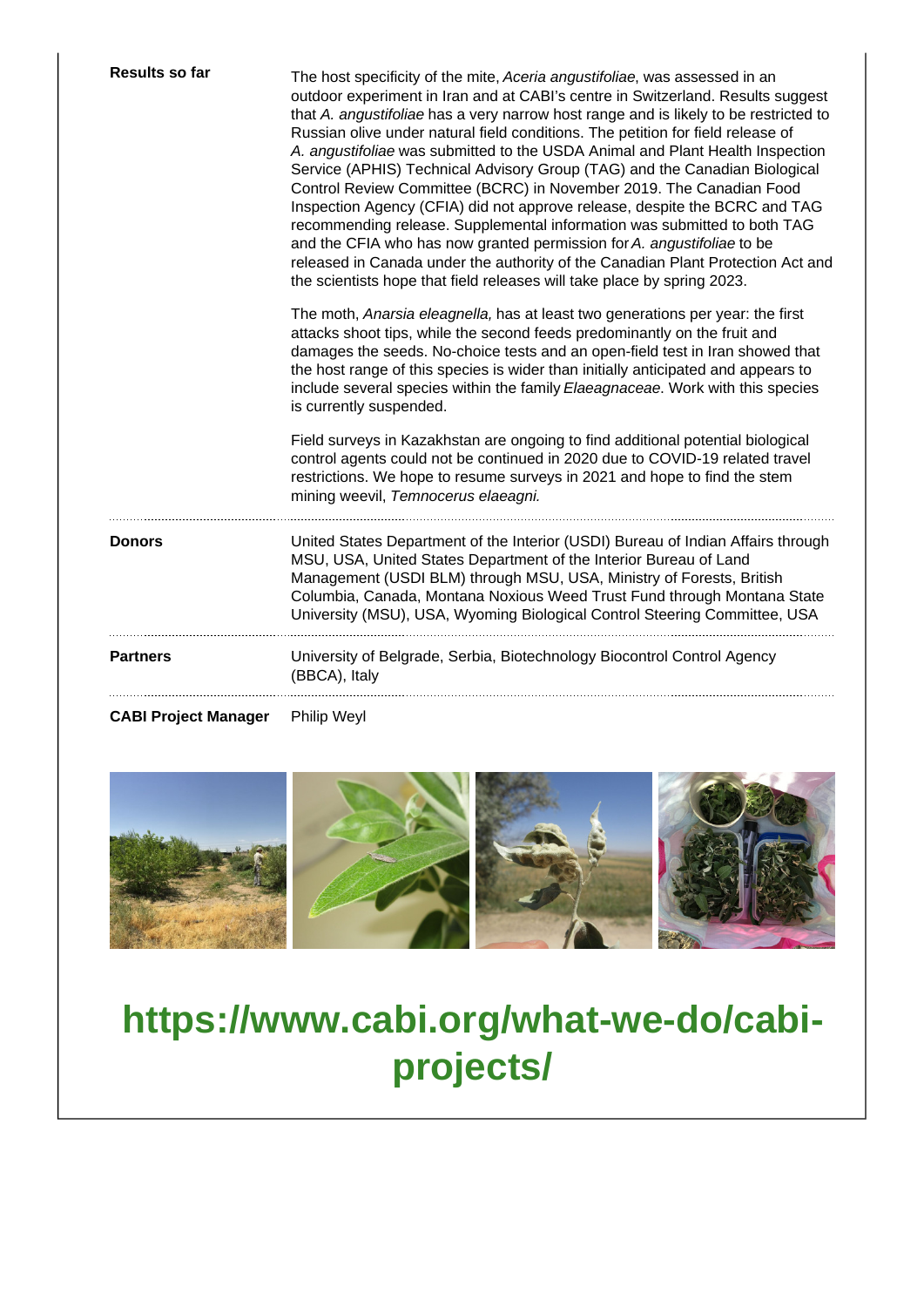**Results so far**

The host specificity of the mite, *Aceria angustifoliae*, was assessed in an outdoor experiment in Iran and at CABI's centre in Switzerland. Results suggest that *A. angustifoliae* has a very narrow host range and is likely to be restricted to Russian olive under natural field conditions. The petition for field release of *A. angustifoliae* was submitted to the USDA Animal and Plant Health Inspection Service (APHIS) Technical Advisory Group (TAG) and the Canadian Biological Control Review Committee (BCRC) in November 2019. The Canadian Food Inspection Agency (CFIA) did not approve release, despite the BCRC and TAG recommending release. Supplemental information was submitted to both TAG and the CFIA who has now granted permission for *A. angustifoliae* to be released in Canada under the authority of the Canadian Plant Protection Act and the scientists hope that field releases will take place by spring 2023.

The moth, *Anarsia eleagnella,* has at least two generations per year: the first attacks shoot tips, while the second feeds predominantly on the fruit and damages the seeds. No-choice tests and an open-field test in Iran showed that the host range of this species is wider than initially anticipated and appears to include several species within the family *Elaeagnaceae*. Work with this species is currently suspended.

Field surveys in Kazakhstan are ongoing to find additional potential biological control agents could not be continued in 2020 due to COVID-19 related travel restrictions. We hope to resume surveys in 2021 and hope to find the stem mining weevil, *Temnocerus elaeagni.*

**Donors**

United States Department of the Interior (USDI) Bureau of Indian Affairs through MSU, USA, United States Department of the Interior Bureau of Land Management (USDI BLM) through MSU, USA, Ministry of Forests, British Columbia, Canada, Montana Noxious Weed Trust Fund through Montana State University (MSU), USA, Wyoming Biological Control Steering Committee, USA

**Partners**

University of Belgrade, Serbia, Biotechnology Biocontrol Control Agency (BBCA), Italy

**CABI Project Manager**

Philip Weyl

## https://www.cabi.org/what-we-do/cabi-projects/